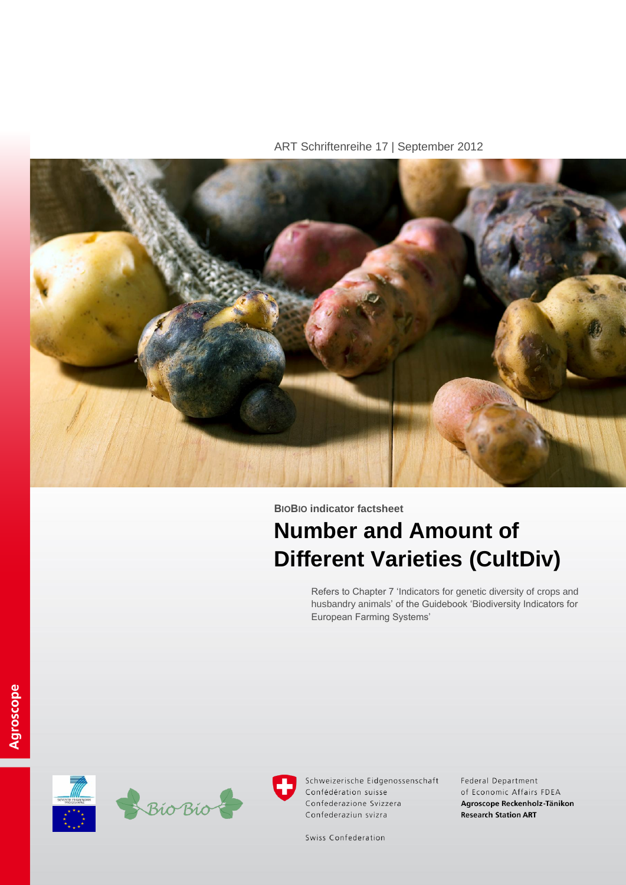ART Schriftenreihe 17 | September 2012

**BioBio indicator factsheet**

# Number and Amount of Different Varieties (CultDiv)

Refers to Chapter 7 'Indicators for genetic diversity of crops and husbandry animals' of the Guidebook 'Biodiversity Indicators for European Farming Systems'

Agroscope

Schweizerische Eidgenossenschaft
Confédération suisse
Confederazione Svizzera
Confederaziun svizra

Swiss Confederation

Federal Department of Economic Affairs FDEA
**Agroscope Reckenholz-Tänikon Research Station ART**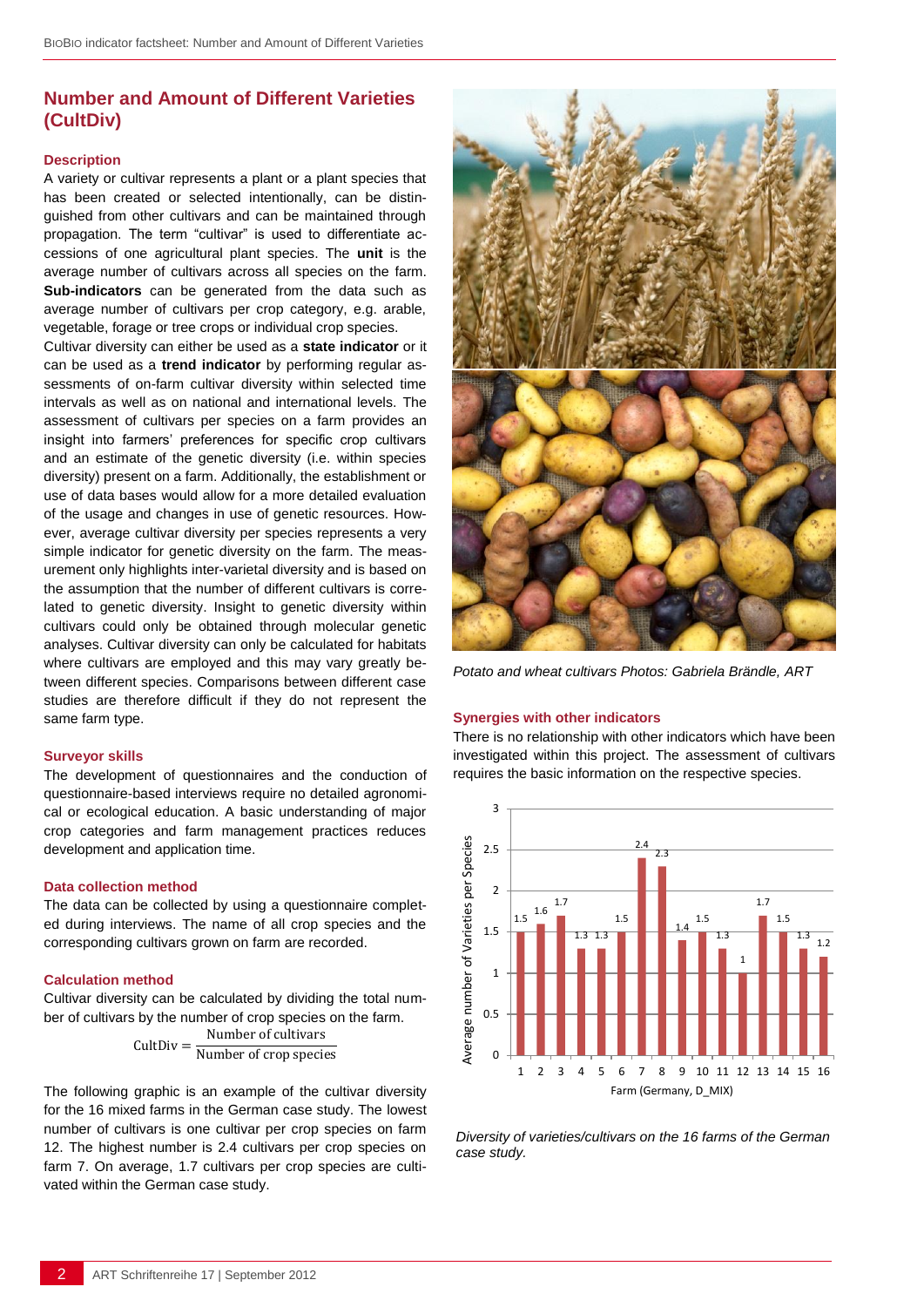## Number and Amount of Different Varieties (CultDiv)

### Description

A variety or cultivar represents a plant or a plant species that has been created or selected intentionally, can be distinguished from other cultivars and can be maintained through propagation. The term "cultivar" is used to differentiate accessions of one agricultural plant species. The **unit** is the average number of cultivars across all species on the farm. **Sub-indicators** can be generated from the data such as average number of cultivars per crop category, e.g. arable, vegetable, forage or tree crops or individual crop species.

Cultivar diversity can either be used as a **state indicator** or it can be used as a **trend indicator** by performing regular assessments of on-farm cultivar diversity within selected time intervals as well as on national and international levels. The assessment of cultivars per species on a farm provides an insight into farmers' preferences for specific crop cultivars and an estimate of the genetic diversity (i.e. within species diversity) present on a farm. Additionally, the establishment or use of data bases would allow for a more detailed evaluation of the usage and changes in use of genetic resources. However, average cultivar diversity per species represents a very simple indicator for genetic diversity on the farm. The measurement only highlights inter-varietal diversity and is based on the assumption that the number of different cultivars is correlated to genetic diversity. Insight to genetic diversity within cultivars could only be obtained through molecular genetic analyses. Cultivar diversity can only be calculated for habitats where cultivars are employed and this may vary greatly between different species. Comparisons between different case studies are therefore difficult if they do not represent the same farm type.

### Surveyor skills

The development of questionnaires and the conduction of questionnaire-based interviews require no detailed agronomical or ecological education. A basic understanding of major crop categories and farm management practices reduces development and application time.

### Data collection method

The data can be collected by using a questionnaire completed during interviews. The name of all crop species and the corresponding cultivars grown on farm are recorded.

### Calculation method

Cultivar diversity can be calculated by dividing the total number of cultivars by the number of crop species on the farm.

$$\text{CultDiv} = \frac{\text{Number of cultivars}}{\text{Number of crop species}}$$

The following graphic is an example of the cultivar diversity for the 16 mixed farms in the German case study. The lowest number of cultivars is one cultivar per crop species on farm 12. The highest number is 2.4 cultivars per crop species on farm 7. On average, 1.7 cultivars per crop species are cultivated within the German case study.

*Potato and wheat cultivars Photos: Gabriela Brändle, ART*

### Synergies with other indicators

There is no relationship with other indicators which have been investigated within this project. The assessment of cultivars requires the basic information on the respective species.

| Farm (Germany, D_MIX) | Average number of Varieties per Species |
|---|---|
| 1 | 1.5 |
| 2 | 1.6 |
| 3 | 1.7 |
| 4 | 1.3 |
| 5 | 1.3 |
| 6 | 1.5 |
| 7 | 2.4 |
| 8 | 2.3 |
| 9 | 1.4 |
| 10 | 1.5 |
| 11 | 1.3 |
| 12 | 1 |
| 13 | 1.7 |
| 14 | 1.5 |
| 15 | 1.3 |
| 16 | 1.2 |

*Diversity of varieties/cultivars on the 16 farms of the German case study.*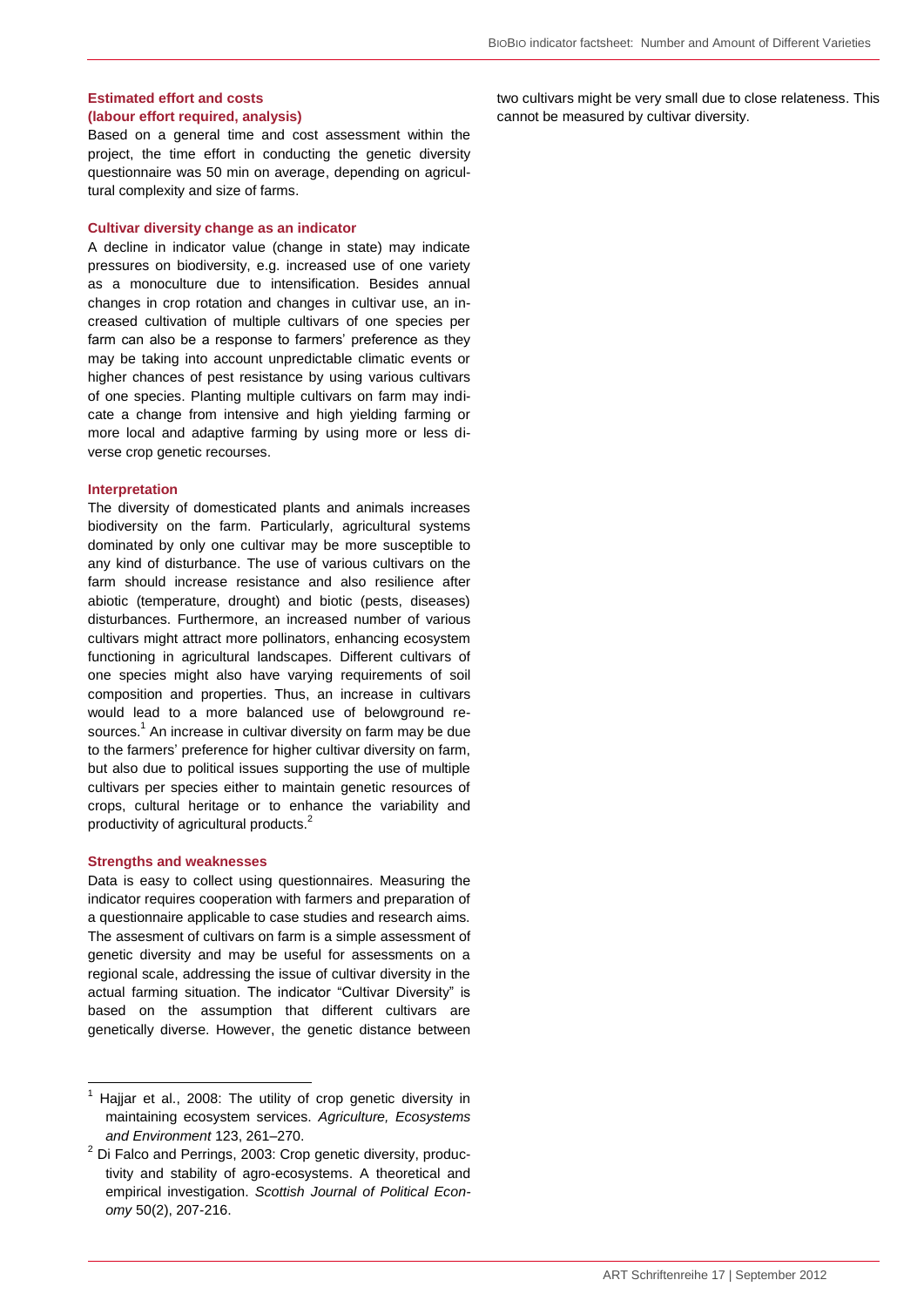**Estimated effort and costs**
**(labour effort required, analysis)**

Based on a general time and cost assessment within the project, the time effort in conducting the genetic diversity questionnaire was 50 min on average, depending on agricultural complexity and size of farms.

**Cultivar diversity change as an indicator**

A decline in indicator value (change in state) may indicate pressures on biodiversity, e.g. increased use of one variety as a monoculture due to intensification. Besides annual changes in crop rotation and changes in cultivar use, an increased cultivation of multiple cultivars of one species per farm can also be a response to farmers' preference as they may be taking into account unpredictable climatic events or higher chances of pest resistance by using various cultivars of one species. Planting multiple cultivars on farm may indicate a change from intensive and high yielding farming or more local and adaptive farming by using more or less diverse crop genetic recourses.

**Interpretation**

The diversity of domesticated plants and animals increases biodiversity on the farm. Particularly, agricultural systems dominated by only one cultivar may be more susceptible to any kind of disturbance. The use of various cultivars on the farm should increase resistance and also resilience after abiotic (temperature, drought) and biotic (pests, diseases) disturbances. Furthermore, an increased number of various cultivars might attract more pollinators, enhancing ecosystem functioning in agricultural landscapes. Different cultivars of one species might also have varying requirements of soil composition and properties. Thus, an increase in cultivars would lead to a more balanced use of belowground resources.[1] An increase in cultivar diversity on farm may be due to the farmers' preference for higher cultivar diversity on farm, but also due to political issues supporting the use of multiple cultivars per species either to maintain genetic resources of crops, cultural heritage or to enhance the variability and productivity of agricultural products.[2]

**Strengths and weaknesses**

Data is easy to collect using questionnaires. Measuring the indicator requires cooperation with farmers and preparation of a questionnaire applicable to case studies and research aims. The assesment of cultivars on farm is a simple assessment of genetic diversity and may be useful for assessments on a regional scale, addressing the issue of cultivar diversity in the actual farming situation. The indicator "Cultivar Diversity" is based on the assumption that different cultivars are genetically diverse. However, the genetic distance between two cultivars might be very small due to close relateness. This cannot be measured by cultivar diversity.

---

[1] Hajjar et al., 2008: The utility of crop genetic diversity in maintaining ecosystem services. *Agriculture, Ecosystems and Environment* 123, 261–270.

[2] Di Falco and Perrings, 2003: Crop genetic diversity, productivity and stability of agro-ecosystems. A theoretical and empirical investigation. *Scottish Journal of Political Economy* 50(2), 207-216.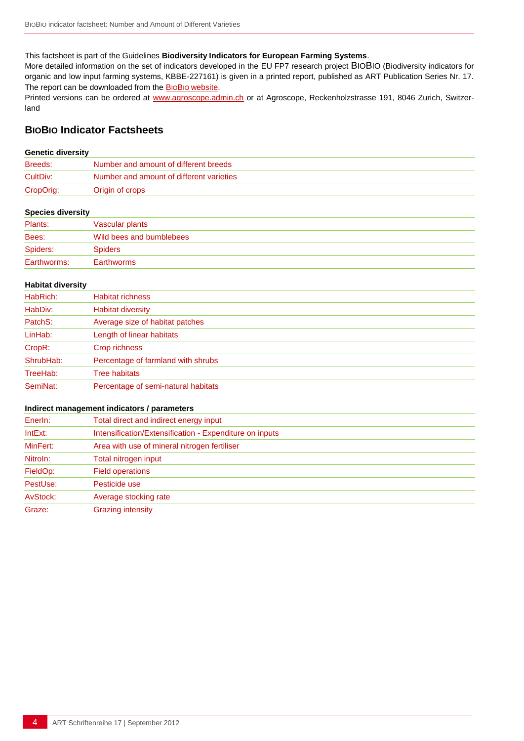This factsheet is part of the Guidelines **Biodiversity Indicators for European Farming Systems**.
More detailed information on the set of indicators developed in the EU FP7 research project BIOBIO (Biodiversity indicators for organic and low input farming systems, KBBE-227161) is given in a printed report, published as ART Publication Series Nr. 17. The report can be downloaded from the BIOBIO website.
Printed versions can be ordered at www.agroscope.admin.ch or at Agroscope, Reckenholzstrasse 191, 8046 Zurich, Switzerland

## BIOBIO Indicator Factsheets

**Genetic diversity**

| | |
|---|---|
| Breeds: | Number and amount of different breeds |
| CultDiv: | Number and amount of different varieties |
| CropOrig: | Origin of crops |

**Species diversity**

| | |
|---|---|
| Plants: | Vascular plants |
| Bees: | Wild bees and bumblebees |
| Spiders: | Spiders |
| Earthworms: | Earthworms |

**Habitat diversity**

| | |
|---|---|
| HabRich: | Habitat richness |
| HabDiv: | Habitat diversity |
| PatchS: | Average size of habitat patches |
| LinHab: | Length of linear habitats |
| CropR: | Crop richness |
| ShrubHab: | Percentage of farmland with shrubs |
| TreeHab: | Tree habitats |
| SemiNat: | Percentage of semi-natural habitats |

**Indirect management indicators / parameters**

| | |
|---|---|
| EnerIn: | Total direct and indirect energy input |
| IntExt: | Intensification/Extensification - Expenditure on inputs |
| MinFert: | Area with use of mineral nitrogen fertiliser |
| NitroIn: | Total nitrogen input |
| FieldOp: | Field operations |
| PestUse: | Pesticide use |
| AvStock: | Average stocking rate |
| Graze: | Grazing intensity |